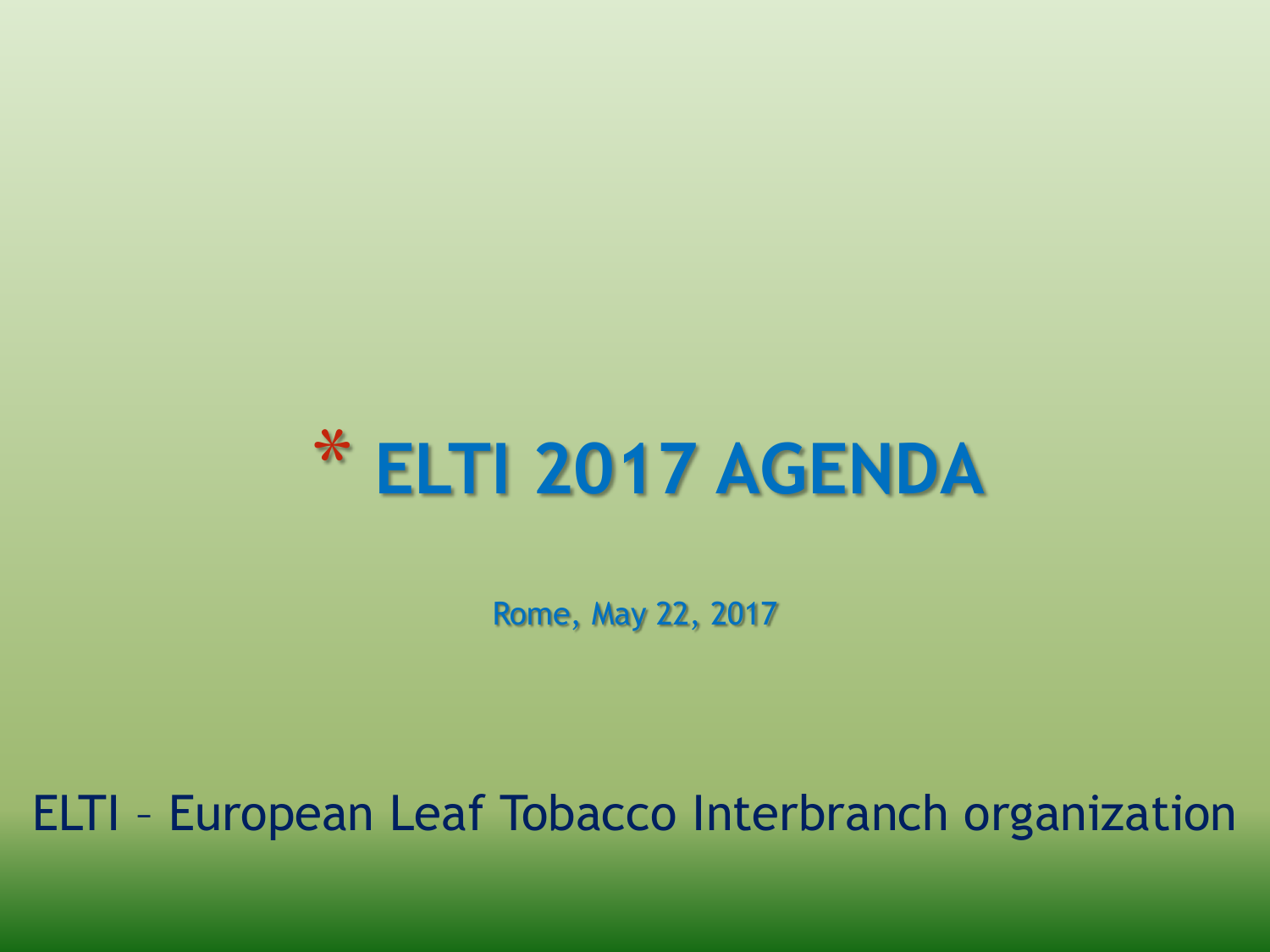# * ELTI 2017 AGENDA

Rome, May 22, 2017

ELTI – European Leaf Tobacco Interbranch organization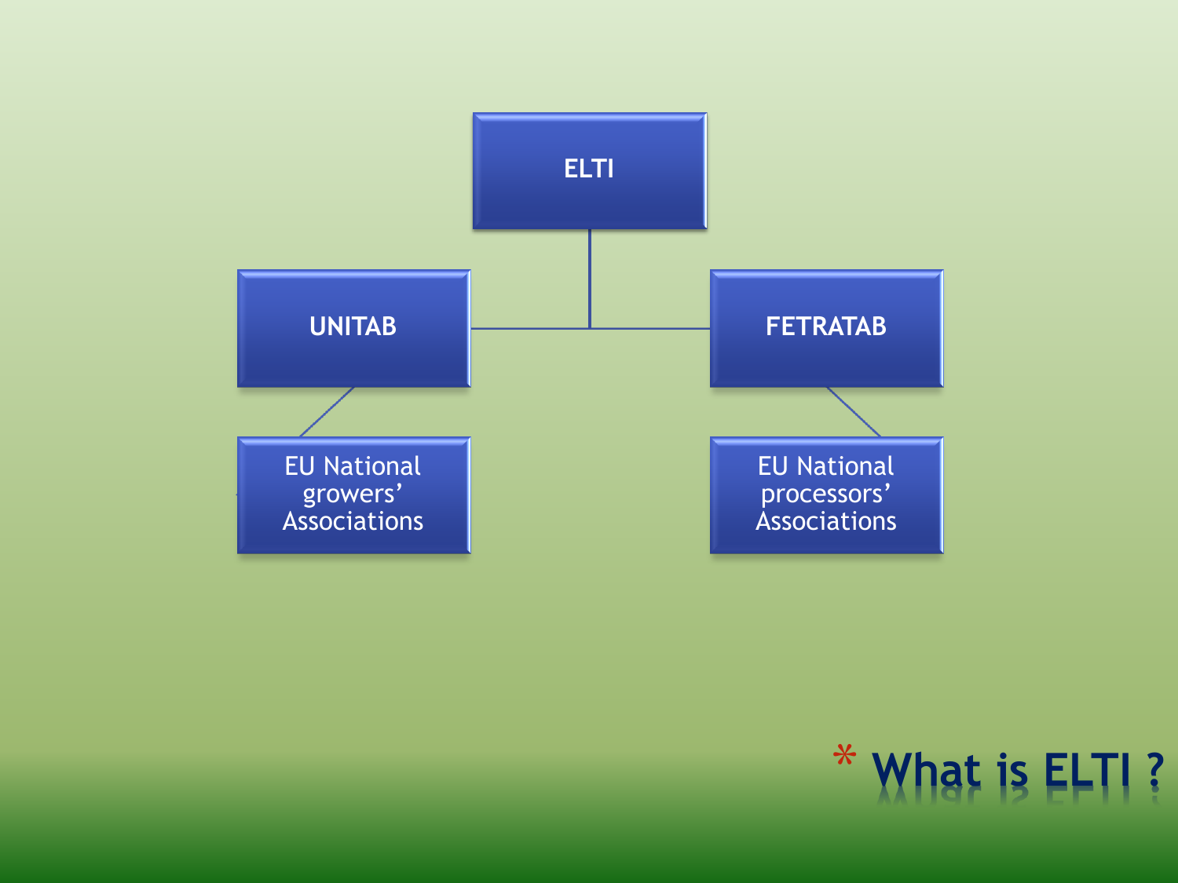# * What is ELTI ?

- ELTI
  - UNITAB
    - EU National growers' Associations
  - FETRATAB
    - EU National processors' Associations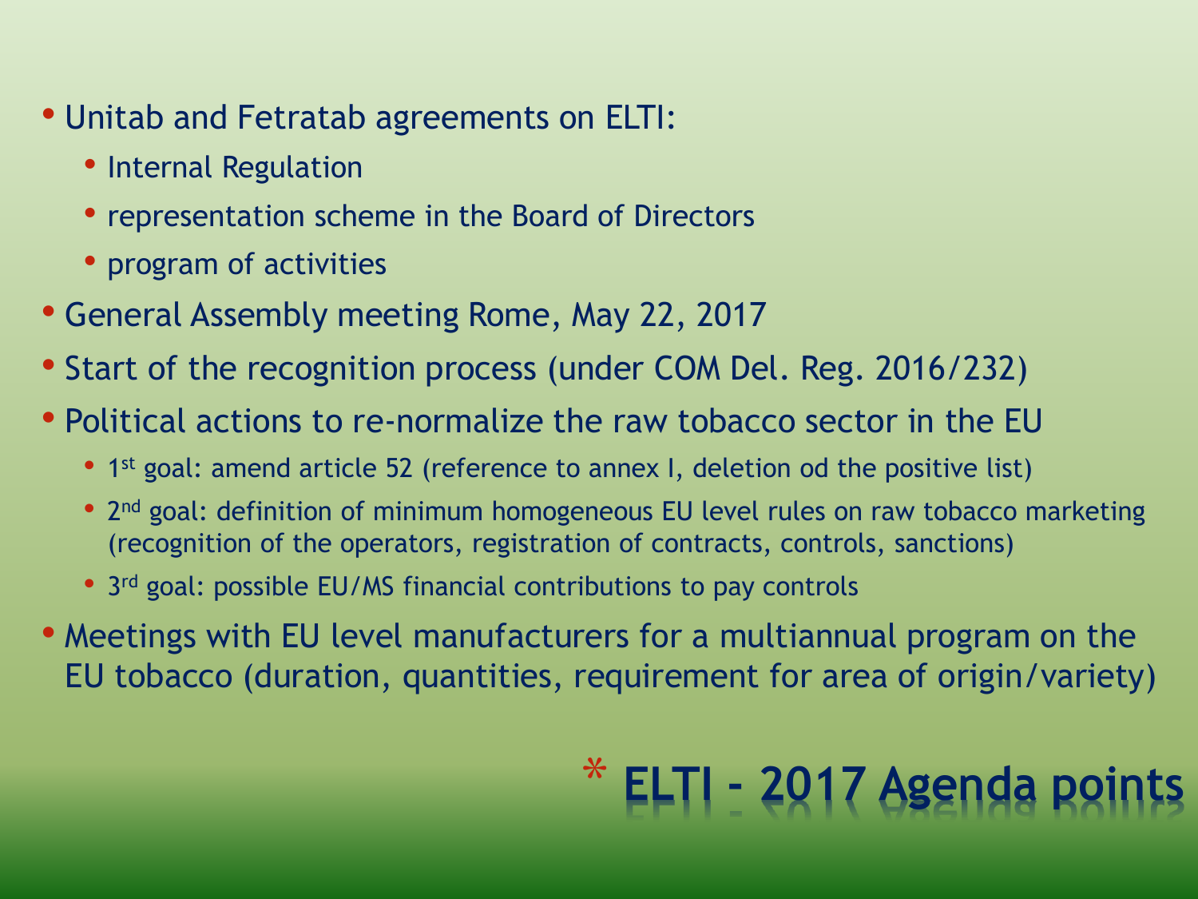# ELTI - 2017 Agenda points

- Unitab and Fetratab agreements on ELTI:
  - Internal Regulation
  - representation scheme in the Board of Directors
  - program of activities
- General Assembly meeting Rome, May 22, 2017
- Start of the recognition process (under COM Del. Reg. 2016/232)
- Political actions to re-normalize the raw tobacco sector in the EU
  - 1st goal: amend article 52 (reference to annex I, deletion od the positive list)
  - 2nd goal: definition of minimum homogeneous EU level rules on raw tobacco marketing (recognition of the operators, registration of contracts, controls, sanctions)
  - 3rd goal: possible EU/MS financial contributions to pay controls
- Meetings with EU level manufacturers for a multiannual program on the EU tobacco (duration, quantities, requirement for area of origin/variety)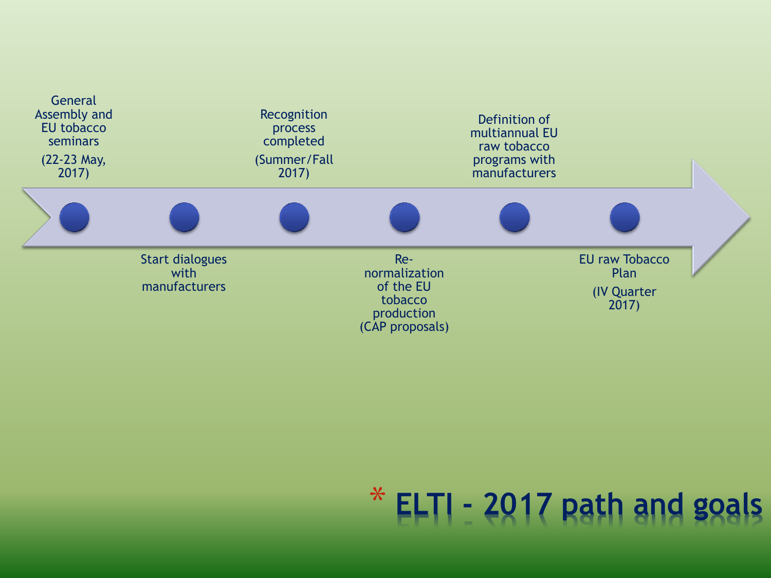# ELTI - 2017 path and goals

1. General Assembly and EU tobacco seminars (22-23 May, 2017)
2. Start dialogues with manufacturers
3. Recognition process completed (Summer/Fall 2017)
4. Re-normalization of the EU tobacco production (CAP proposals)
5. Definition of multiannual EU raw tobacco programs with manufacturers
6. EU raw Tobacco Plan (IV Quarter 2017)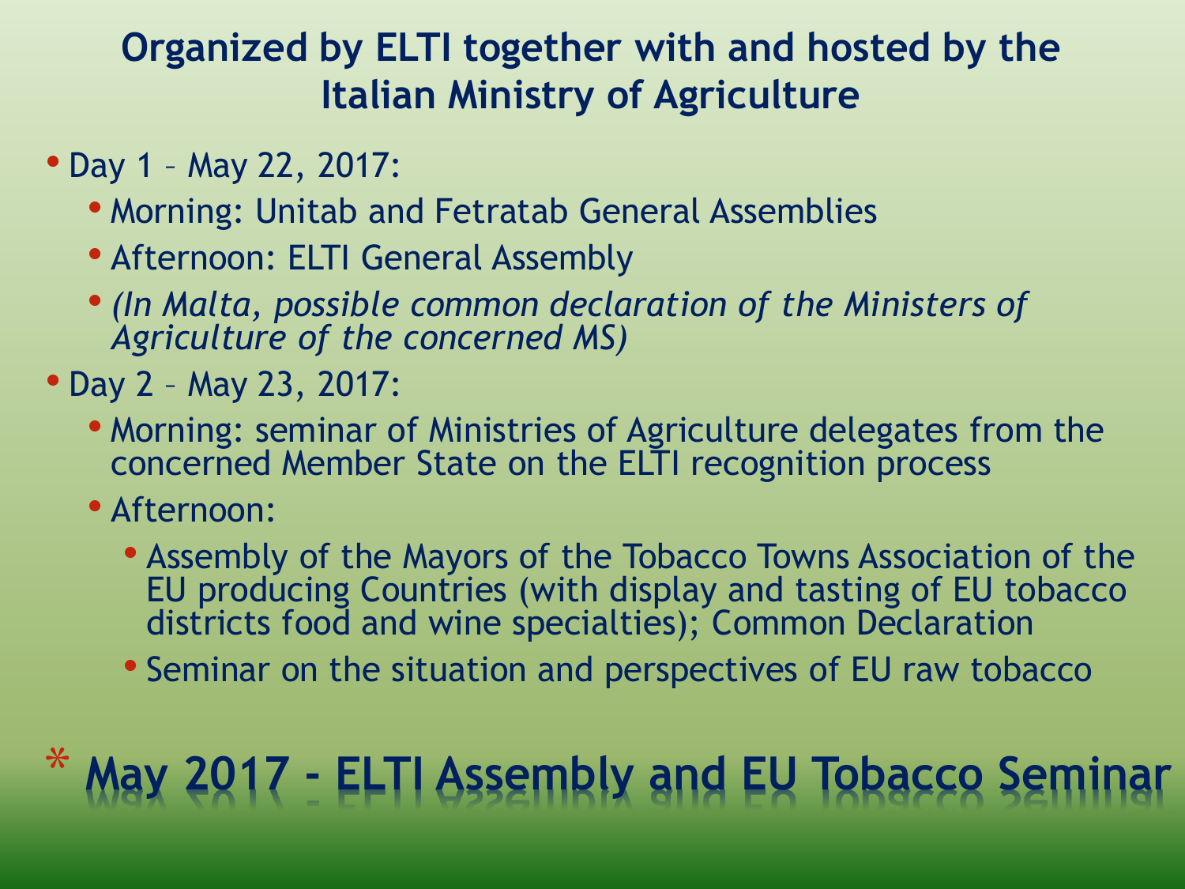# May 2017 - ELTI Assembly and EU Tobacco Seminar

## Organized by ELTI together with and hosted by the Italian Ministry of Agriculture

- Day 1 – May 22, 2017:
  - Morning: Unitab and Fetratab General Assemblies
  - Afternoon: ELTI General Assembly
  - *(In Malta, possible common declaration of the Ministers of Agriculture of the concerned MS)*
- Day 2 – May 23, 2017:
  - Morning: seminar of Ministries of Agriculture delegates from the concerned Member State on the ELTI recognition process
  - Afternoon:
    - Assembly of the Mayors of the Tobacco Towns Association of the EU producing Countries (with display and tasting of EU tobacco districts food and wine specialties); Common Declaration
    - Seminar on the situation and perspectives of EU raw tobacco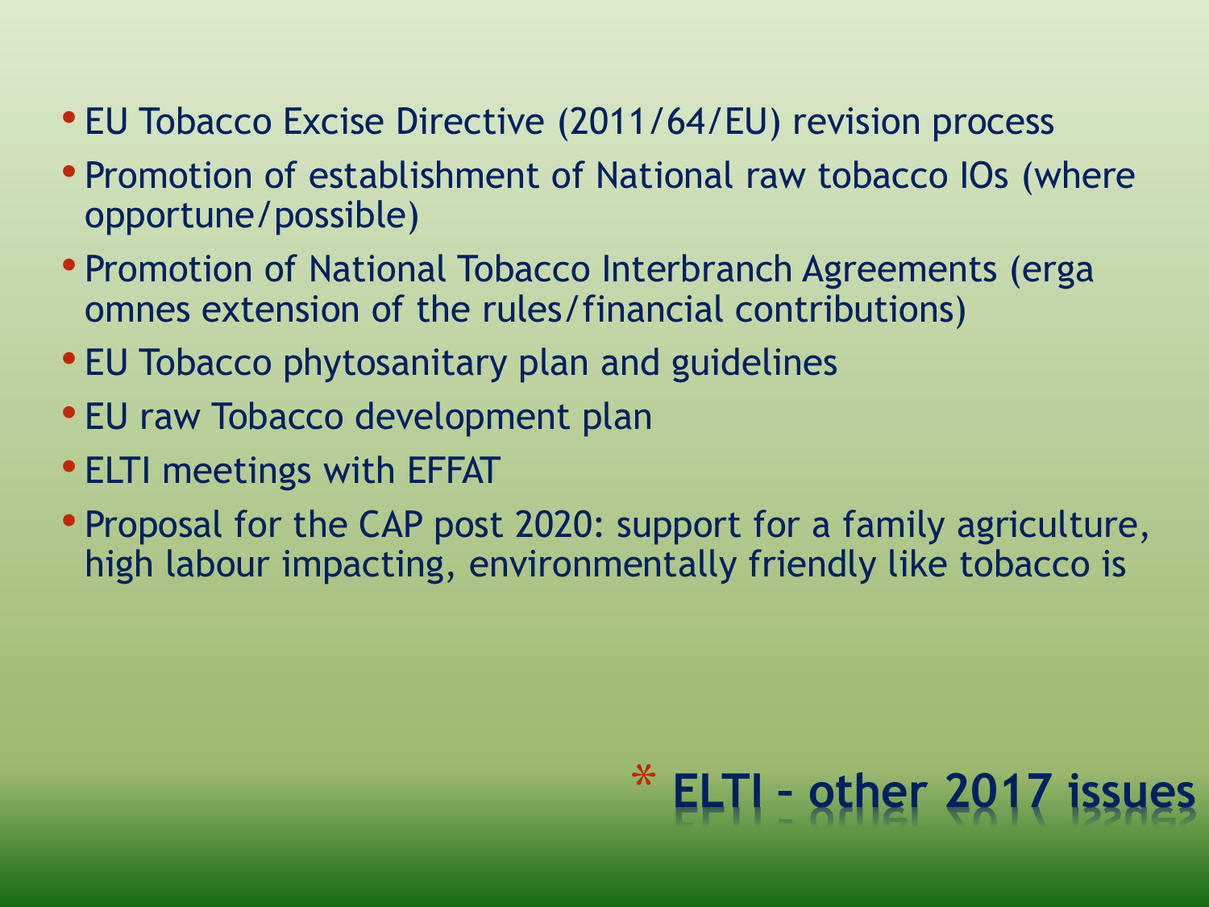# ELTI – other 2017 issues

- EU Tobacco Excise Directive (2011/64/EU) revision process
- Promotion of establishment of National raw tobacco IOs (where opportune/possible)
- Promotion of National Tobacco Interbranch Agreements (erga omnes extension of the rules/financial contributions)
- EU Tobacco phytosanitary plan and guidelines
- EU raw Tobacco development plan
- ELTI meetings with EFFAT
- Proposal for the CAP post 2020: support for a family agriculture, high labour impacting, environmentally friendly like tobacco is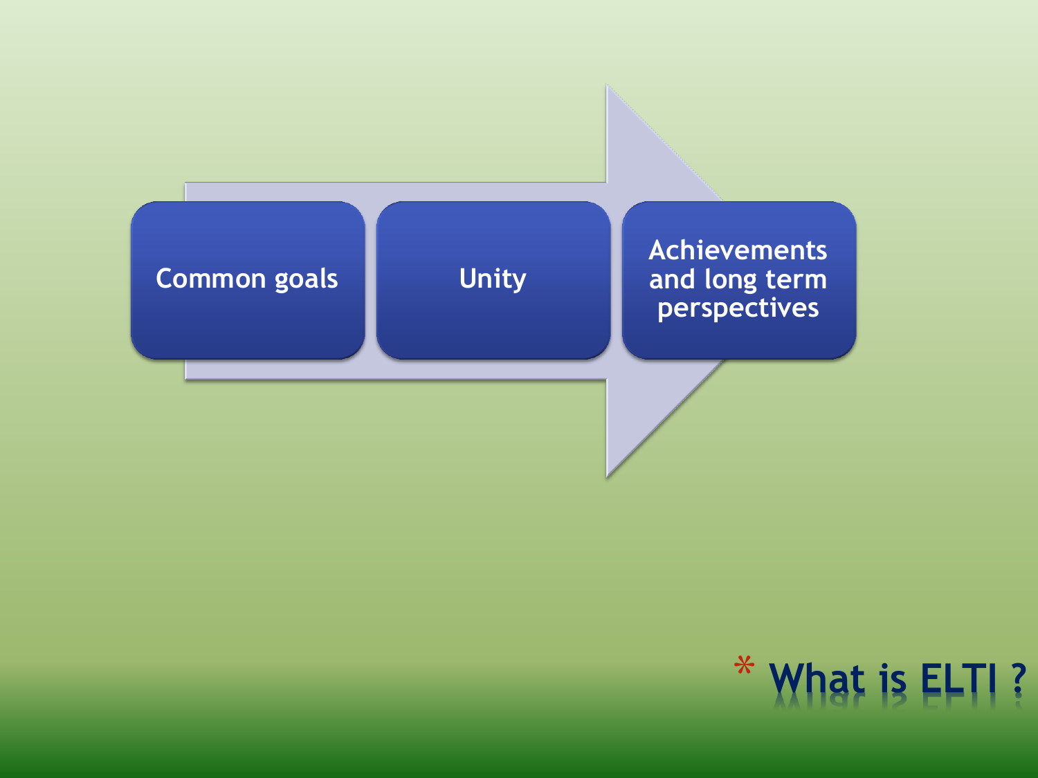Common goals

Unity

Achievements and long term perspectives

* What is ELTI ?